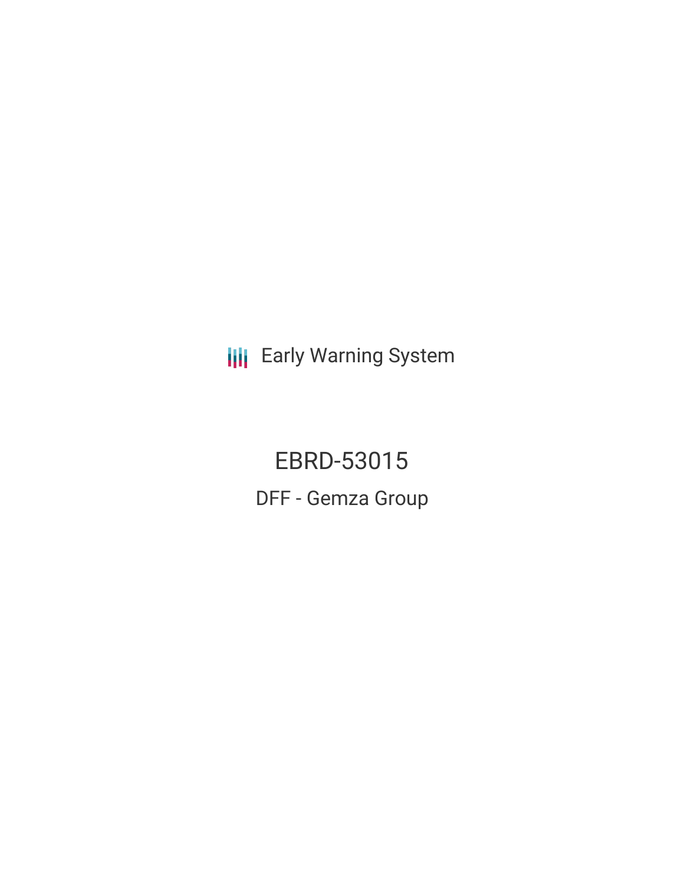Early Warning System

# EBRD-53015

## DFF - Gemza Group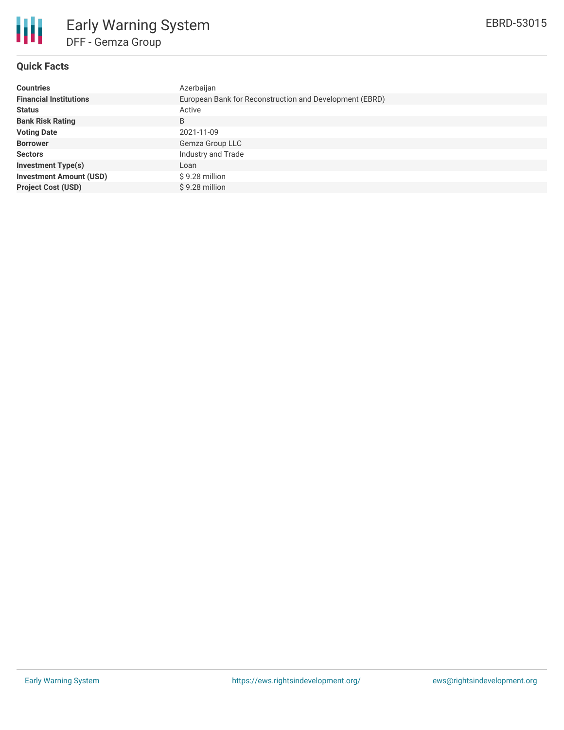# Early Warning System

## DFF - Gemza Group

EBRD-53015

### Quick Facts

| | |
|---|---|
| **Countries** | Azerbaijan |
| **Financial Institutions** | European Bank for Reconstruction and Development (EBRD) |
| **Status** | Active |
| **Bank Risk Rating** | B |
| **Voting Date** | 2021-11-09 |
| **Borrower** | Gemza Group LLC |
| **Sectors** | Industry and Trade |
| **Investment Type(s)** | Loan |
| **Investment Amount (USD)** | $ 9.28 million |
| **Project Cost (USD)** | $ 9.28 million |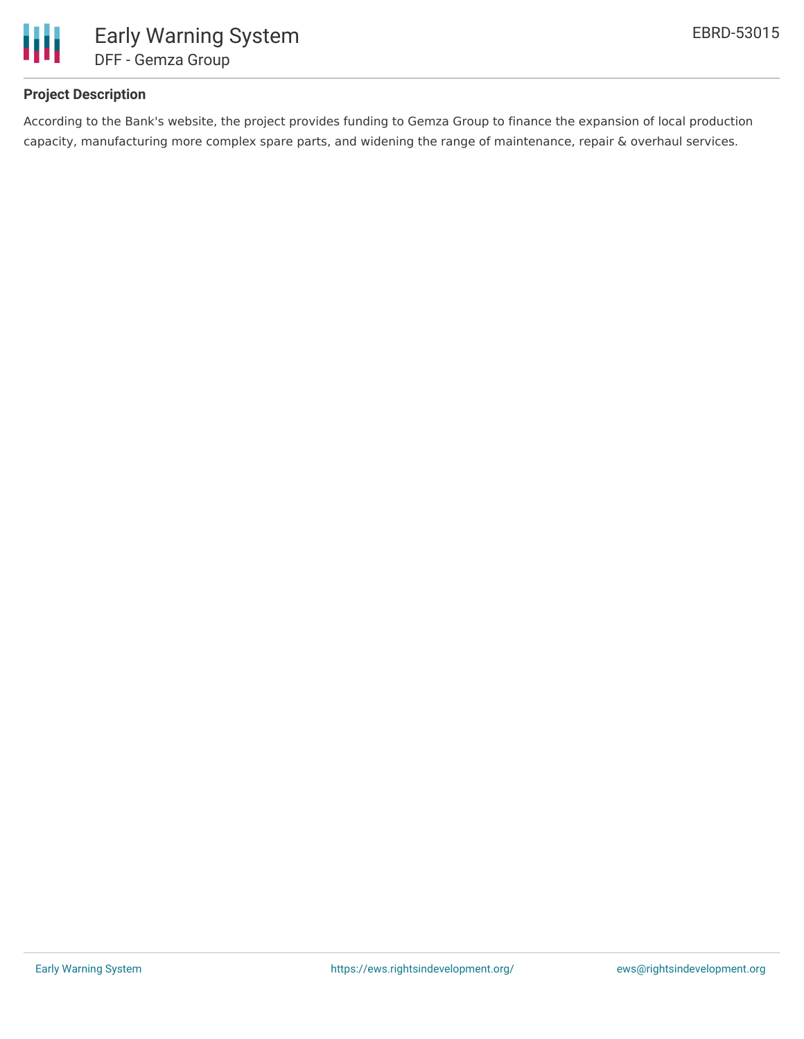### Project Description

According to the Bank's website, the project provides funding to Gemza Group to finance the expansion of local production capacity, manufacturing more complex spare parts, and widening the range of maintenance, repair & overhaul services.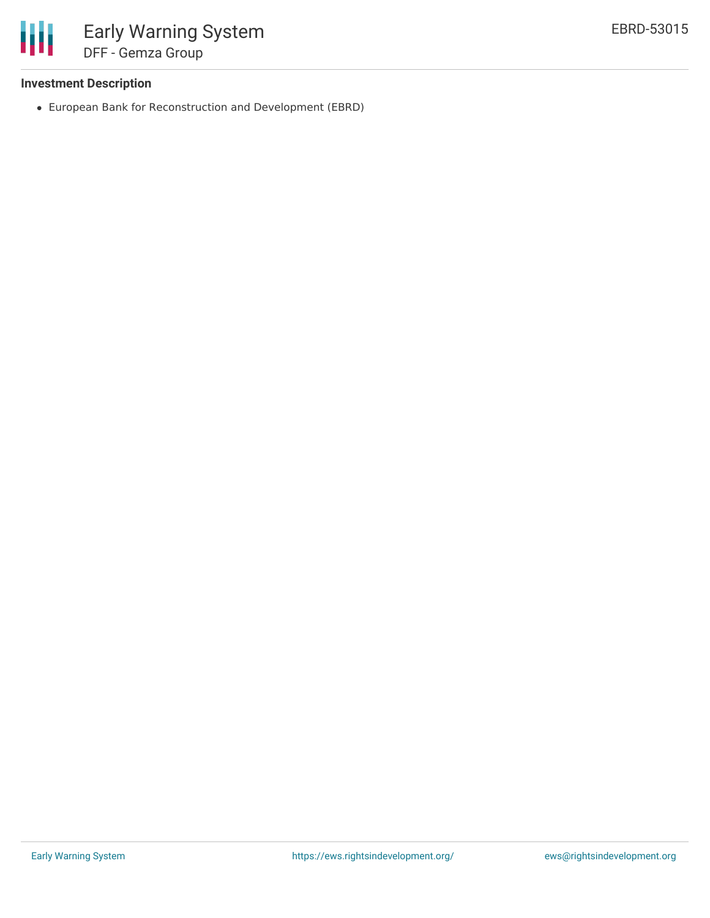### Investment Description

- European Bank for Reconstruction and Development (EBRD)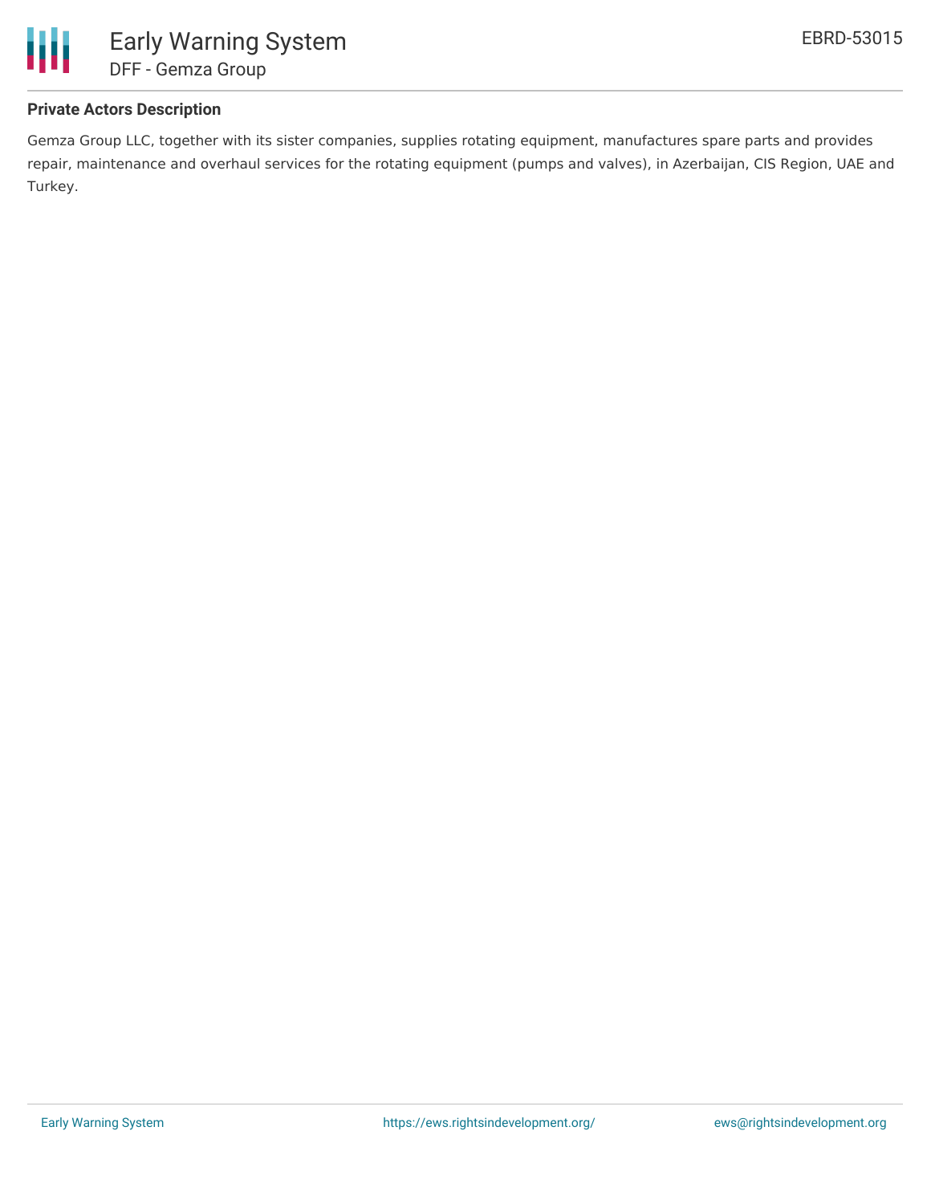## Private Actors Description

Gemza Group LLC, together with its sister companies, supplies rotating equipment, manufactures spare parts and provides repair, maintenance and overhaul services for the rotating equipment (pumps and valves), in Azerbaijan, CIS Region, UAE and Turkey.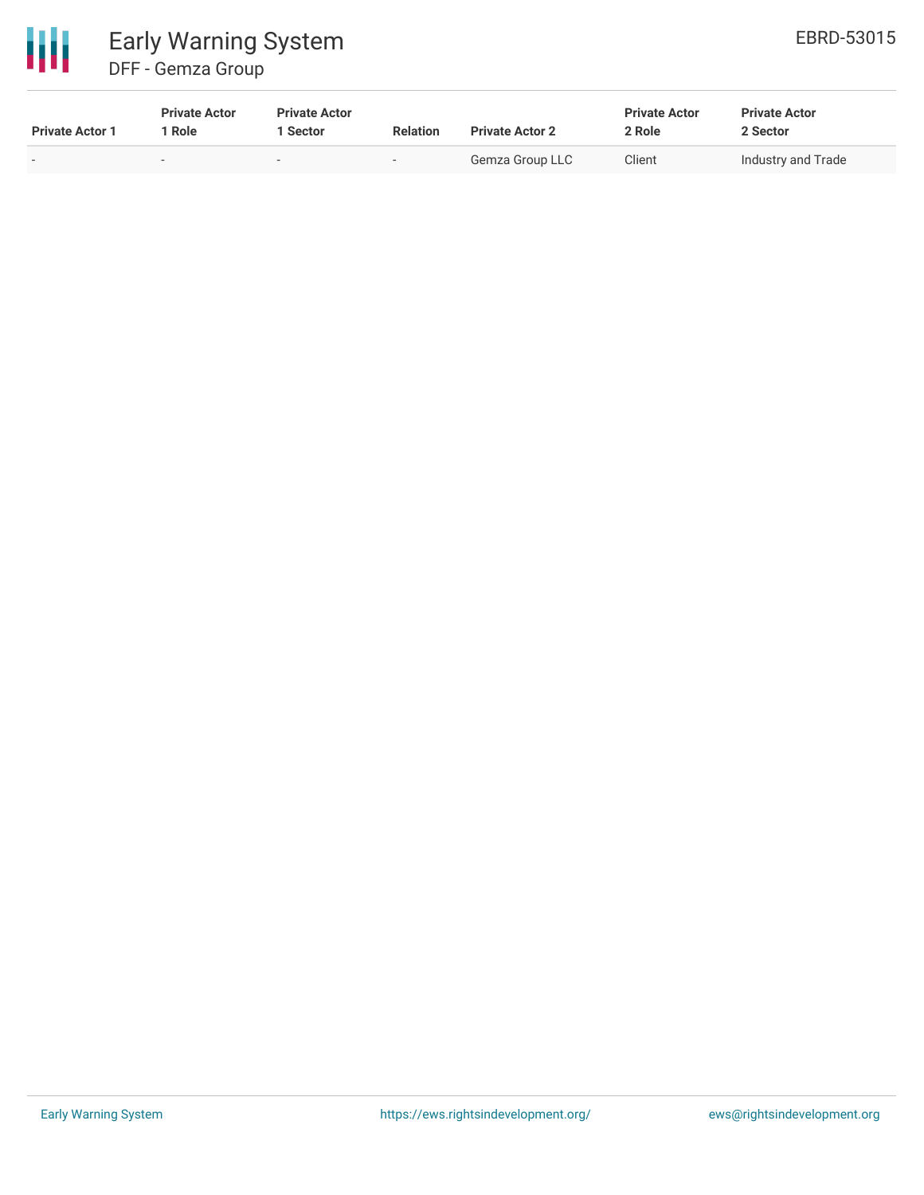| Private Actor 1 | Private Actor 1 Role | Private Actor 1 Sector | Relation | Private Actor 2 | Private Actor 2 Role | Private Actor 2 Sector |
|---|---|---|---|---|---|---|
| - | - | - | - | Gemza Group LLC | Client | Industry and Trade |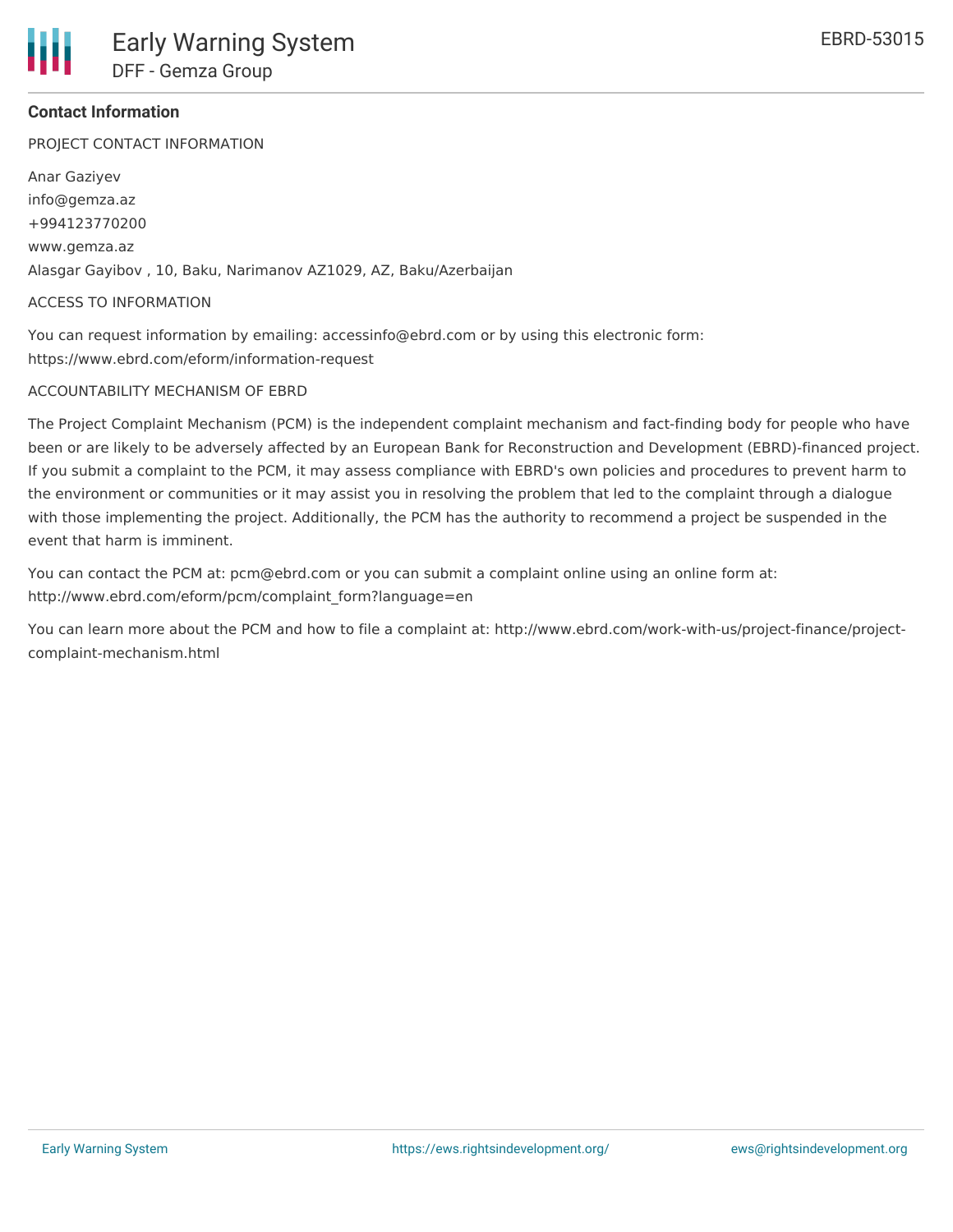## Contact Information

PROJECT CONTACT INFORMATION

Anar Gaziyev
info@gemza.az
+994123770200
www.gemza.az
Alasgar Gayibov , 10, Baku, Narimanov AZ1029, AZ, Baku/Azerbaijan

ACCESS TO INFORMATION

You can request information by emailing: accessinfo@ebrd.com or by using this electronic form: https://www.ebrd.com/eform/information-request

ACCOUNTABILITY MECHANISM OF EBRD

The Project Complaint Mechanism (PCM) is the independent complaint mechanism and fact-finding body for people who have been or are likely to be adversely affected by an European Bank for Reconstruction and Development (EBRD)-financed project. If you submit a complaint to the PCM, it may assess compliance with EBRD's own policies and procedures to prevent harm to the environment or communities or it may assist you in resolving the problem that led to the complaint through a dialogue with those implementing the project. Additionally, the PCM has the authority to recommend a project be suspended in the event that harm is imminent.

You can contact the PCM at: pcm@ebrd.com or you can submit a complaint online using an online form at: http://www.ebrd.com/eform/pcm/complaint_form?language=en

You can learn more about the PCM and how to file a complaint at: http://www.ebrd.com/work-with-us/project-finance/project-complaint-mechanism.html